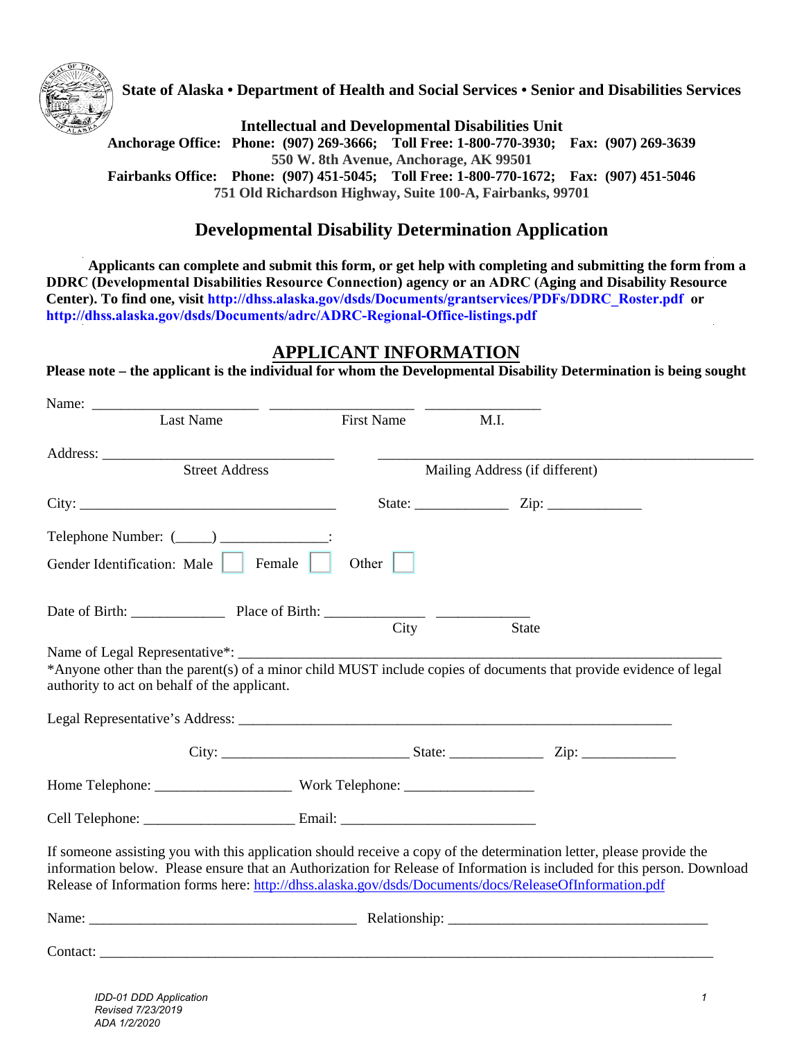**State of Alaska • Department of Health and Social Services • Senior and Disabilities Services**

**Intellectual and Developmental Disabilities Unit**

**Anchorage Office: Phone: (907) 269-3666; Toll Free: 1-800-770-3930; Fax: (907) 269-3639**
**550 W. 8th Avenue, Anchorage, AK 99501**

**Fairbanks Office: Phone: (907) 451-5045; Toll Free: 1-800-770-1672; Fax: (907) 451-5046**
**751 Old Richardson Highway, Suite 100-A, Fairbanks, 99701**

# Developmental Disability Determination Application

**Applicants can complete and submit this form, or get help with completing and submitting the form from a DDRC (Developmental Disabilities Resource Connection) agency or an ADRC (Aging and Disability Resource Center). To find one, visit http://dhss.alaska.gov/dsds/Documents/grantservices/PDFs/DDRC_Roster.pdf or http://dhss.alaska.gov/dsds/Documents/adrc/ADRC-Regional-Office-listings.pdf**

## APPLICANT INFORMATION

**Please note – the applicant is the individual for whom the Developmental Disability Determination is being sought**

Name: ______________________ ____________________ ________________
Last Name First Name M.I.

Address: ______________________________ ______________________________
Street Address Mailing Address (if different)

City: ________________________________ State: ____________ Zip: ____________

Telephone Number: (_____) ______________:

Gender Identification: Male ☐ Female ☐ Other ☐

Date of Birth: ____________ Place of Birth: ____________ ____________
City State

Name of Legal Representative*: ____________________________________________________________

*Anyone other than the parent(s) of a minor child MUST include copies of documents that provide evidence of legal authority to act on behalf of the applicant.

Legal Representative's Address: ____________________________________________________

City: ________________________ State: ____________ Zip: ____________

Home Telephone: __________________ Work Telephone: _________________

Cell Telephone: ____________________ Email: _________________________

If someone assisting you with this application should receive a copy of the determination letter, please provide the information below. Please ensure that an Authorization for Release of Information is included for this person. Download Release of Information forms here: http://dhss.alaska.gov/dsds/Documents/docs/ReleaseOfInformation.pdf

Name: ___________________________________ Relationship: ___________________________________

Contact: _____________________________________________________________________________

*IDD-01 DDD Application*
*Revised 7/23/2019*
*ADA 1/2/2020*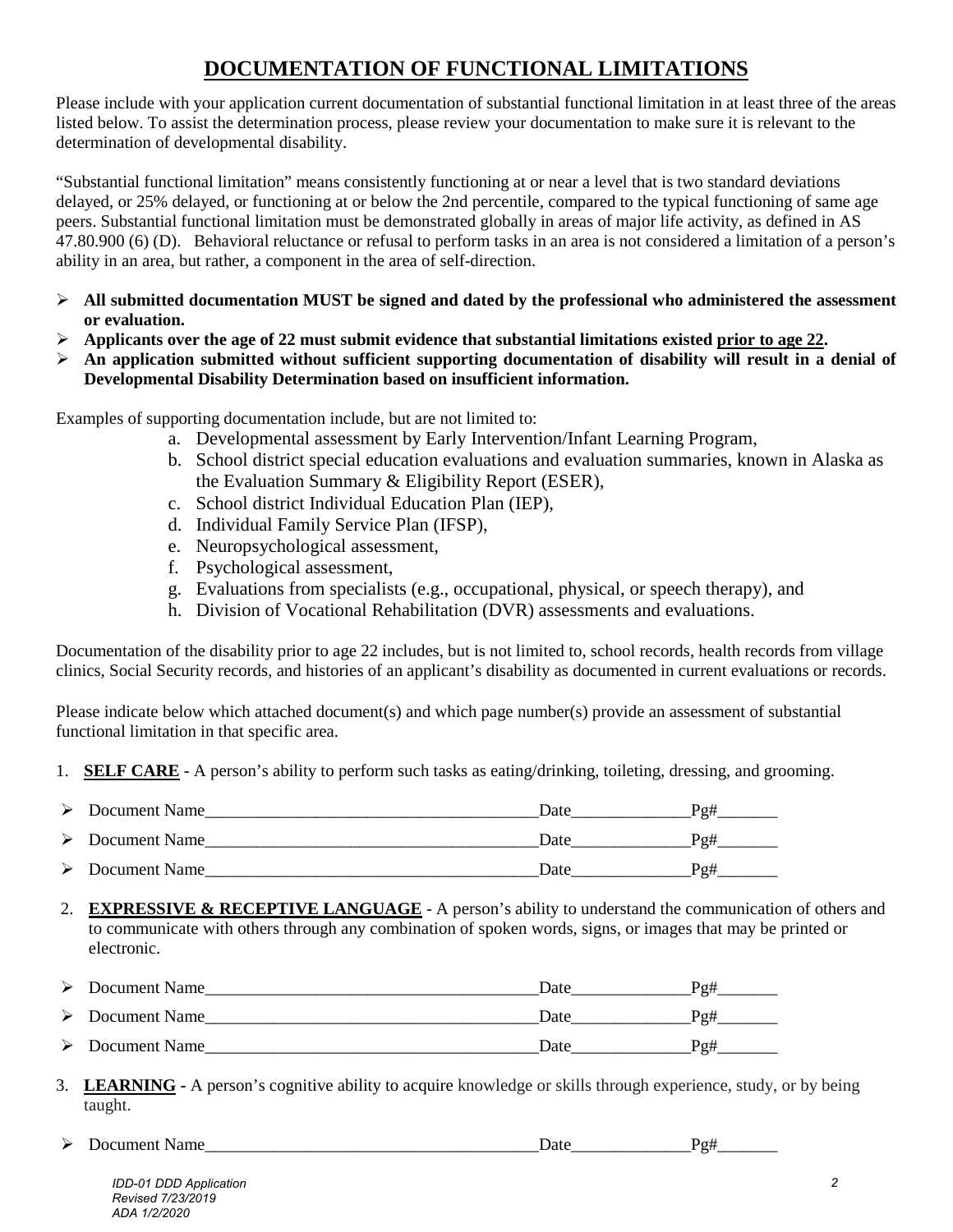# DOCUMENTATION OF FUNCTIONAL LIMITATIONS

Please include with your application current documentation of substantial functional limitation in at least three of the areas listed below. To assist the determination process, please review your documentation to make sure it is relevant to the determination of developmental disability.

"Substantial functional limitation" means consistently functioning at or near a level that is two standard deviations delayed, or 25% delayed, or functioning at or below the 2nd percentile, compared to the typical functioning of same age peers. Substantial functional limitation must be demonstrated globally in areas of major life activity, as defined in AS 47.80.900 (6) (D). Behavioral reluctance or refusal to perform tasks in an area is not considered a limitation of a person's ability in an area, but rather, a component in the area of self-direction.

- **All submitted documentation MUST be signed and dated by the professional who administered the assessment or evaluation.**
- **Applicants over the age of 22 must submit evidence that substantial limitations existed prior to age 22.**
- **An application submitted without sufficient supporting documentation of disability will result in a denial of Developmental Disability Determination based on insufficient information.**

Examples of supporting documentation include, but are not limited to:

a. Developmental assessment by Early Intervention/Infant Learning Program,
b. School district special education evaluations and evaluation summaries, known in Alaska as the Evaluation Summary & Eligibility Report (ESER),
c. School district Individual Education Plan (IEP),
d. Individual Family Service Plan (IFSP),
e. Neuropsychological assessment,
f. Psychological assessment,
g. Evaluations from specialists (e.g., occupational, physical, or speech therapy), and
h. Division of Vocational Rehabilitation (DVR) assessments and evaluations.

Documentation of the disability prior to age 22 includes, but is not limited to, school records, health records from village clinics, Social Security records, and histories of an applicant's disability as documented in current evaluations or records.

Please indicate below which attached document(s) and which page number(s) provide an assessment of substantial functional limitation in that specific area.

1. **SELF CARE** - A person's ability to perform such tasks as eating/drinking, toileting, dressing, and grooming.

- Document Name________________________________________Date______________Pg#_______
- Document Name________________________________________Date______________Pg#_______
- Document Name________________________________________Date______________Pg#_______

2. **EXPRESSIVE & RECEPTIVE LANGUAGE** - A person's ability to understand the communication of others and to communicate with others through any combination of spoken words, signs, or images that may be printed or electronic.

- Document Name________________________________________Date______________Pg#_______
- Document Name________________________________________Date______________Pg#_______
- Document Name________________________________________Date______________Pg#_______

3. **LEARNING** - A person's cognitive ability to acquire knowledge or skills through experience, study, or by being taught.

- Document Name________________________________________Date______________Pg#_______

*IDD-01 DDD Application*
*Revised 7/23/2019*
*ADA 1/2/2020*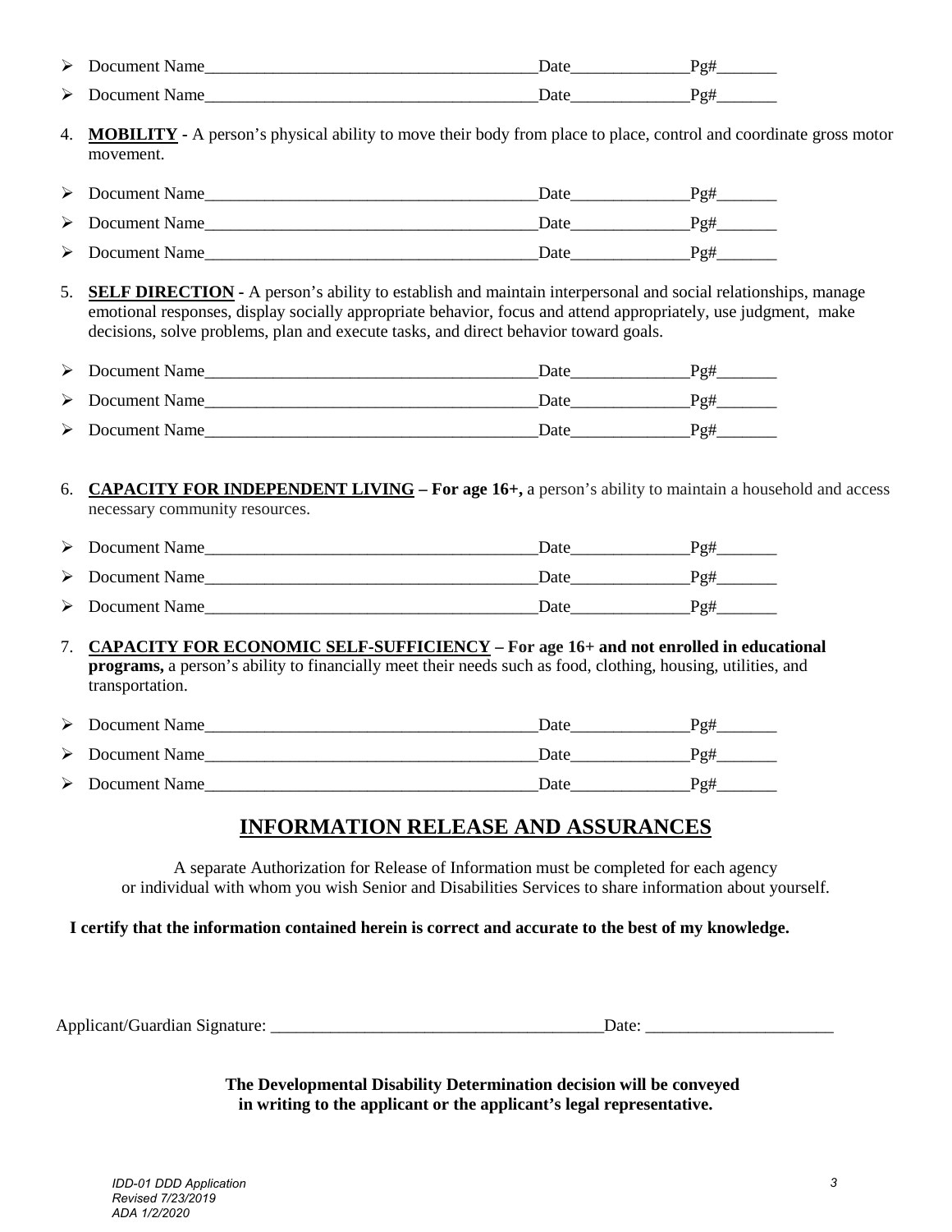- ➢ Document Name_______________________________________Date______________Pg#_______
- ➢ Document Name_______________________________________Date______________Pg#_______

4. **<u>MOBILITY</u>** - A person's physical ability to move their body from place to place, control and coordinate gross motor movement.

- ➢ Document Name_______________________________________Date______________Pg#_______
- ➢ Document Name_______________________________________Date______________Pg#_______
- ➢ Document Name_______________________________________Date______________Pg#_______

5. **<u>SELF DIRECTION</u>** - A person's ability to establish and maintain interpersonal and social relationships, manage emotional responses, display socially appropriate behavior, focus and attend appropriately, use judgment, make decisions, solve problems, plan and execute tasks, and direct behavior toward goals.

- ➢ Document Name_______________________________________Date______________Pg#_______
- ➢ Document Name_______________________________________Date______________Pg#_______
- ➢ Document Name_______________________________________Date______________Pg#_______

6. **<u>CAPACITY FOR INDEPENDENT LIVING</u> – For age 16+,** a person's ability to maintain a household and access necessary community resources.

- ➢ Document Name_______________________________________Date______________Pg#_______
- ➢ Document Name_______________________________________Date______________Pg#_______
- ➢ Document Name_______________________________________Date______________Pg#_______

7. **<u>CAPACITY FOR ECONOMIC SELF-SUFFICIENCY</u> – For age 16+ and not enrolled in educational programs,** a person's ability to financially meet their needs such as food, clothing, housing, utilities, and transportation.

- ➢ Document Name_______________________________________Date______________Pg#_______
- ➢ Document Name_______________________________________Date______________Pg#_______
- ➢ Document Name_______________________________________Date______________Pg#_______

## INFORMATION RELEASE AND ASSURANCES

A separate Authorization for Release of Information must be completed for each agency or individual with whom you wish Senior and Disabilities Services to share information about yourself.

**I certify that the information contained herein is correct and accurate to the best of my knowledge.**

Applicant/Guardian Signature: ________________________________________Date: ______________________

**The Developmental Disability Determination decision will be conveyed in writing to the applicant or the applicant's legal representative.**

*IDD-01 DDD Application*
*Revised 7/23/2019*
*ADA 1/2/2020*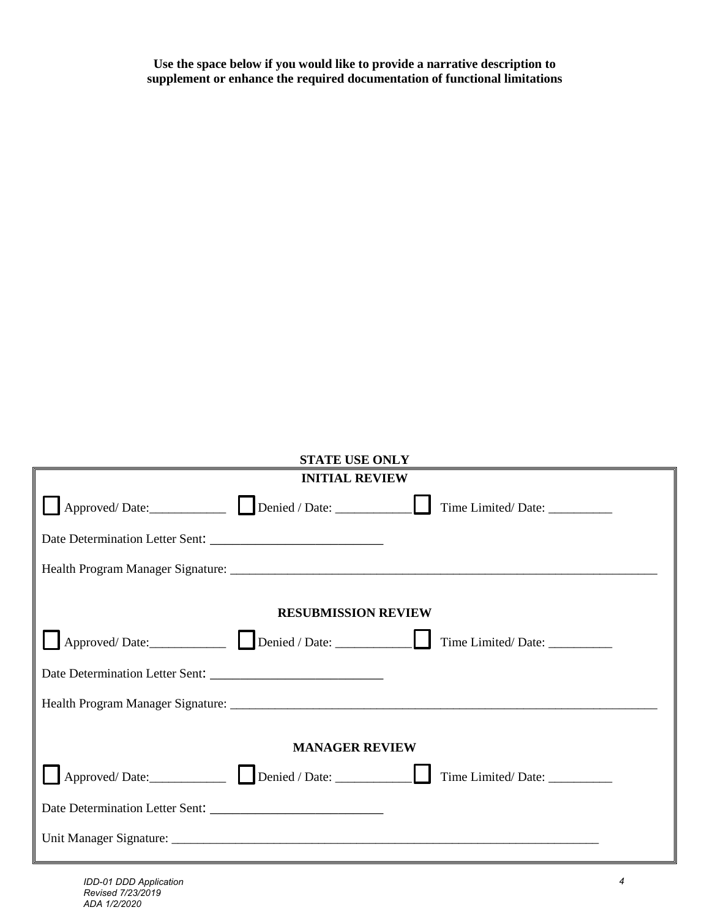**Use the space below if you would like to provide a narrative description to supplement or enhance the required documentation of functional limitations**

## STATE USE ONLY

### INITIAL REVIEW

☐ Approved/ Date:____________ ☐ Denied / Date: ____________ ☐ Time Limited/ Date: __________

Date Determination Letter Sent: ___________________________

Health Program Manager Signature: ______________________________________________________________________

### RESUBMISSION REVIEW

☐ Approved/ Date:____________ ☐ Denied / Date: ____________ ☐ Time Limited/ Date: __________

Date Determination Letter Sent: ___________________________

Health Program Manager Signature: ______________________________________________________________________

### MANAGER REVIEW

☐ Approved/ Date:____________ ☐ Denied / Date: ____________ ☐ Time Limited/ Date: __________

Date Determination Letter Sent: ___________________________

Unit Manager Signature: ______________________________________________________________________

*IDD-01 DDD Application*
*Revised 7/23/2019*
*ADA 1/2/2020*